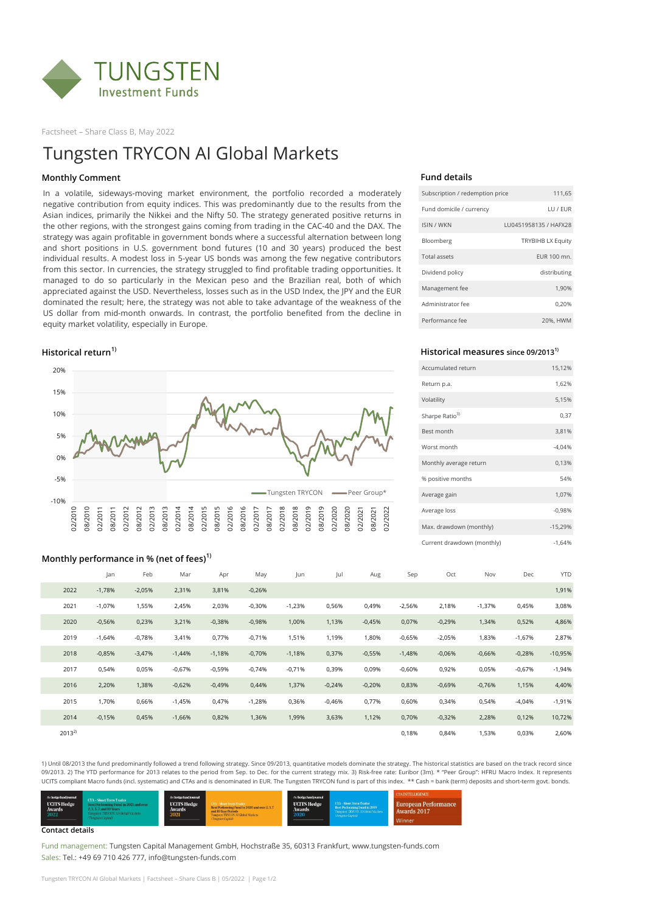Factsheet – Share Class B, May 2022

# Tungsten TRYCON AI Global Markets

## Monthly Comment

In a volatile, sideways-moving market environment, the portfolio recorded a moderately negative contribution from equity indices. This was predominantly due to the results from the Asian indices, primarily the Nikkei and the Nifty 50. The strategy generated positive returns in the other regions, with the strongest gains coming from trading in the CAC-40 and the DAX. The strategy was again profitable in government bonds where a successful alternation between long and short positions in U.S. government bond futures (10 and 30 years) produced the best individual results. A modest loss in 5-year US bonds was among the few negative contributors from this sector. In currencies, the strategy struggled to find profitable trading opportunities. It managed to do so particularly in the Mexican peso and the Brazilian real, both of which appreciated against the USD. Nevertheless, losses such as in the USD Index, the JPY and the EUR dominated the result; here, the strategy was not able to take advantage of the weakness of the US dollar from mid-month onwards. In contrast, the portfolio benefited from the decline in equity market volatility, especially in Europe.

## Fund details

| | |
|---|---|
| Subscription / redemption price | 111,65 |
| Fund domicile / currency | LU / EUR |
| ISIN / WKN | LU0451958135 / HAFX28 |
| Bloomberg | TRYBIHB LX Equity |
| Total assets | EUR 100 mn. |
| Dividend policy | distributing |
| Management fee | 1,90% |
| Administrator fee | 0,20% |
| Performance fee | 20%, HWM |

## Historical return[1]

Chart legend: Tungsten TRYCON, Peer Group*

## Historical measures since 09/2013[1]

| | |
|---|---|
| Accumulated return | 15,12% |
| Return p.a. | 1,62% |
| Volatility | 5,15% |
| Sharpe Ratio[3] | 0,37 |
| Best month | 3,81% |
| Worst month | -4,04% |
| Monthly average return | 0,13% |
| % positive months | 54% |
| Average gain | 1,07% |
| Average loss | -0,98% |
| Max. drawdown (monthly) | -15,29% |
| Current drawdown (monthly) | -1,64% |

## Monthly performance in % (net of fees)[1]

| | Jan | Feb | Mar | Apr | May | Jun | Jul | Aug | Sep | Oct | Nov | Dec | YTD |
|---|---|---|---|---|---|---|---|---|---|---|---|---|---|
| 2022 | -1,78% | -2,05% | 2,31% | 3,81% | -0,26% | | | | | | | | 1,91% |
| 2021 | -1,07% | 1,55% | 2,45% | 2,03% | -0,30% | -1,23% | 0,56% | 0,49% | -2,56% | 2,18% | -1,37% | 0,45% | 3,08% |
| 2020 | -0,56% | 0,23% | 3,21% | -0,38% | -0,98% | 1,00% | 1,13% | -0,45% | 0,07% | -0,29% | 1,34% | 0,52% | 4,86% |
| 2019 | -1,64% | -0,78% | 3,41% | 0,77% | -0,71% | 1,51% | 1,19% | 1,80% | -0,65% | -2,05% | 1,83% | -1,67% | 2,87% |
| 2018 | -0,85% | -3,47% | -1,44% | -1,18% | -0,70% | -1,18% | 0,37% | -0,55% | -1,48% | -0,06% | -0,66% | -0,28% | -10,95% |
| 2017 | 0,54% | 0,05% | -0,67% | -0,59% | -0,74% | -0,71% | 0,39% | 0,09% | -0,60% | 0,92% | 0,05% | -0,67% | -1,94% |
| 2016 | 2,20% | 1,38% | -0,62% | -0,49% | 0,44% | 1,37% | -0,24% | -0,20% | 0,83% | -0,69% | -0,76% | 1,15% | 4,40% |
| 2015 | 1,70% | 0,66% | -1,45% | 0,47% | -1,28% | 0,36% | -0,46% | 0,77% | 0,60% | 0,34% | 0,54% | -4,04% | -1,91% |
| 2014 | -0,15% | 0,45% | -1,66% | 0,82% | 1,36% | 1,99% | 3,63% | 1,12% | 0,70% | -0,32% | 2,28% | 0,12% | 10,72% |
| 2013[2] | | | | | | | | | 0,18% | 0,84% | 1,53% | 0,03% | 2,60% |

1) Until 08/2013 the fund predominantly followed a trend following strategy. Since 09/2013, quantitative models dominate the strategy. The historical statistics are based on the track record since 09/2013. 2) The YTD performance for 2013 relates to the period from Sep. to Dec. for the current strategy mix. 3) Risk-free rate: Euribor (3m). * "Peer Group": HFRU Macro Index. It represents UCITS compliant Macro funds (incl. systematic) and CTAs and is denominated in EUR. The Tungsten TRYCON fund is part of this index. ** Cash = bank (term) deposits and short-term govt. bonds.

## Contact details

Fund management: Tungsten Capital Management GmbH, Hochstraße 35, 60313 Frankfurt, www.tungsten-funds.com
Sales: Tel.: +49 69 710 426 777, info@tungsten-funds.com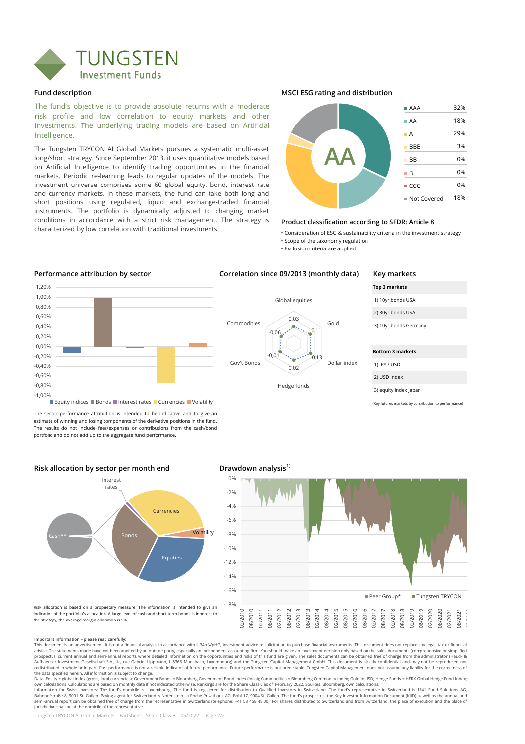# TUNGSTEN
Investment Funds

## Fund description

The fund's objective is to provide absolute returns with a moderate risk profile and low correlation to equity markets and other investments. The underlying trading models are based on Artificial Intelligence.

The Tungsten TRYCON AI Global Markets pursues a systematic multi-asset long/short strategy. Since September 2013, it uses quantitative models based on Artificial Intelligence to identify trading opportunities in the financial markets. Periodic re-learning leads to regular updates of the models. The investment universe comprises some 60 global equity, bond, interest rate and currency markets. In these markets, the fund can take both long and short positions using regulated, liquid and exchange-traded financial instruments. The portfolio is dynamically adjusted to changing market conditions in accordance with a strict risk management. The strategy is characterized by low correlation with traditional investments.

## MSCI ESG rating and distribution

AA

| | |
|---|---|
| AAA | 32% |
| AA | 18% |
| A | 29% |
| BBB | 3% |
| BB | 0% |
| B | 0% |
| CCC | 0% |
| Not Covered | 18% |

## Product classification according to SFDR: Article 8

- Consideration of ESG & sustainability criteria in the investment strategy
- Scope of the taxonomy regulation
- Exclusion criteria are applied

## Performance attribution by sector

1,20%
1,00%
0,80%
0,60%
0,40%
0,20%
0,00%
-0,20%
-0,40%
-0,60%
-0,80%
-1,00%

Equity indices, Bonds, Interest rates, Currencies, Volatility

The sector performance attribution is intended to be indicative and to give an estimate of winning and losing components of the derivative positions in the fund. The results do not include fees/expenses or contributions from the cash/bond portfolio and do not add up to the aggregate fund performance.

## Correlation since 09/2013 (monthly data)

Global equities: 0,03
Gold: 0,11
Dollar index: 0,13
Hedge funds: 0,02
Gov't Bonds: -0,01
Commodities: -0,06

## Key markets

| Top 3 markets |
|---|
| 1) 10yr bonds USA |
| 2) 30yr bonds USA |
| 3) 10yr bonds Germany |

| Bottom 3 markets |
|---|
| 1) JPY / USD |
| 2) USD Index |
| 3) equity index Japan |

(Key futures markets by contribution to performance)

## Risk allocation by sector per month end

Cash**, Bonds, Interest rates, Currencies, Volatility, Equities

Risk allocation is based on a proprietary measure. The information is intended to give an indication of the portfolio's allocation. A large level of cash and short-term bonds is inherent to the strategy, the average margin allocation is 5%.

## Drawdown analysis[1)]

0%
-2%
-4%
-6%
-8%
-10%
-12%
-14%
-16%
-18%

02/2010, 08/2010, 02/2011, 08/2011, 02/2012, 08/2012, 02/2013, 08/2013, 02/2014, 08/2014, 02/2015, 08/2015, 02/2016, 08/2016, 02/2017, 08/2017, 02/2018, 08/2018, 02/2019, 08/2019, 02/2020, 08/2020, 02/2021, 08/2021

Peer Group* Tungsten TRYCON

**Important information – please read carefully:**
This document is an advertisement. It is not a financial analysis in accordance with § 34b WpHG, investment advice or solicitation to purchase financial instruments. This document does not replace any legal, tax or financial advice. The statements made have not been audited by an outside party, especially an independent accounting firm. You should make an investment decision only based on the sales documents (comprehensive or simplified prospectus, current annual and semi-annual report), where detailed information on the opportunities and risks of this fund are given. The sales documents can be obtained free of charge from the administrator (Hauck & Aufhaeuser Investment Gesellschaft S.A., 1c, rue Gabriel Lippmann, L-5365 Munsbach, Luxembourg) and the Tungsten Capital Management GmbH. This document is strictly confidential and may not be reproduced nor redistributed in whole or in part. Past performance is not a reliable indicator of future performance. Future performance is not predictable. Tungsten Capital Management does not assume any liability for the correctness of the data specified herein. All information is subject to change.
Data: Equity = global index (gross; local currencies); Government Bonds = Bloomberg Government Bond Index (local); Commodities = Bloomberg Commodity Index; Gold in USD; Hedge Funds = HFRX Global Hedge Fund Index; own calculations. Calculations are based on monthly data if not indicated otherwise. Rankings are for the Share Class C as of February 2022, Sources: Bloomberg, own calculations.
Information for Swiss investors: The fund's domicile is Luxembourg. The fund is registered for distribution to Qualified Investors in Switzerland. The fund's representative in Switzerland is 1741 Fund Solutions AG, Bahnhofstraße 8, 9001 St. Gallen. Paying agent for Switzerland is Notenstein La Roche Privatbank AG, Bohl 17, 9004 St. Gallen. The fund's prospectus, the Key Investor Information Document (KIID) as well as the annual and semi-annual report can be obtained free of charge from the representative in Switzerland (telephone: +41 58 458 48 00). For shares distributed to Switzerland and from Switzerland, the place of execution and the place of jurisdiction shall be at the domicile of the representative.